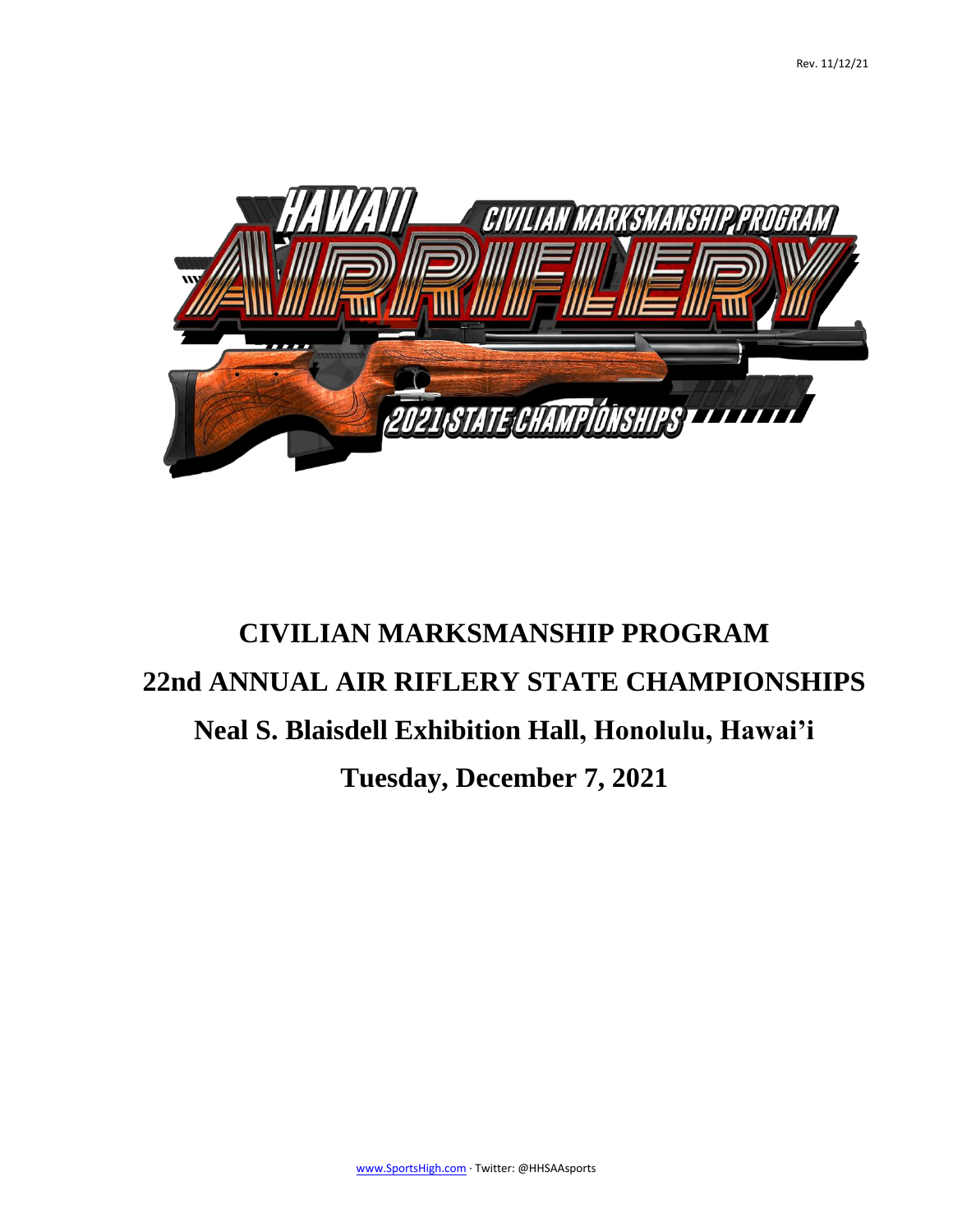Rev. 11/12/21

# CIVILIAN MARKSMANSHIP PROGRAM

# 22nd ANNUAL AIR RIFLERY STATE CHAMPIONSHIPS

## Neal S. Blaisdell Exhibition Hall, Honolulu, Hawai'i

## Tuesday, December 7, 2021

www.SportsHigh.com · Twitter: @HHSAAsports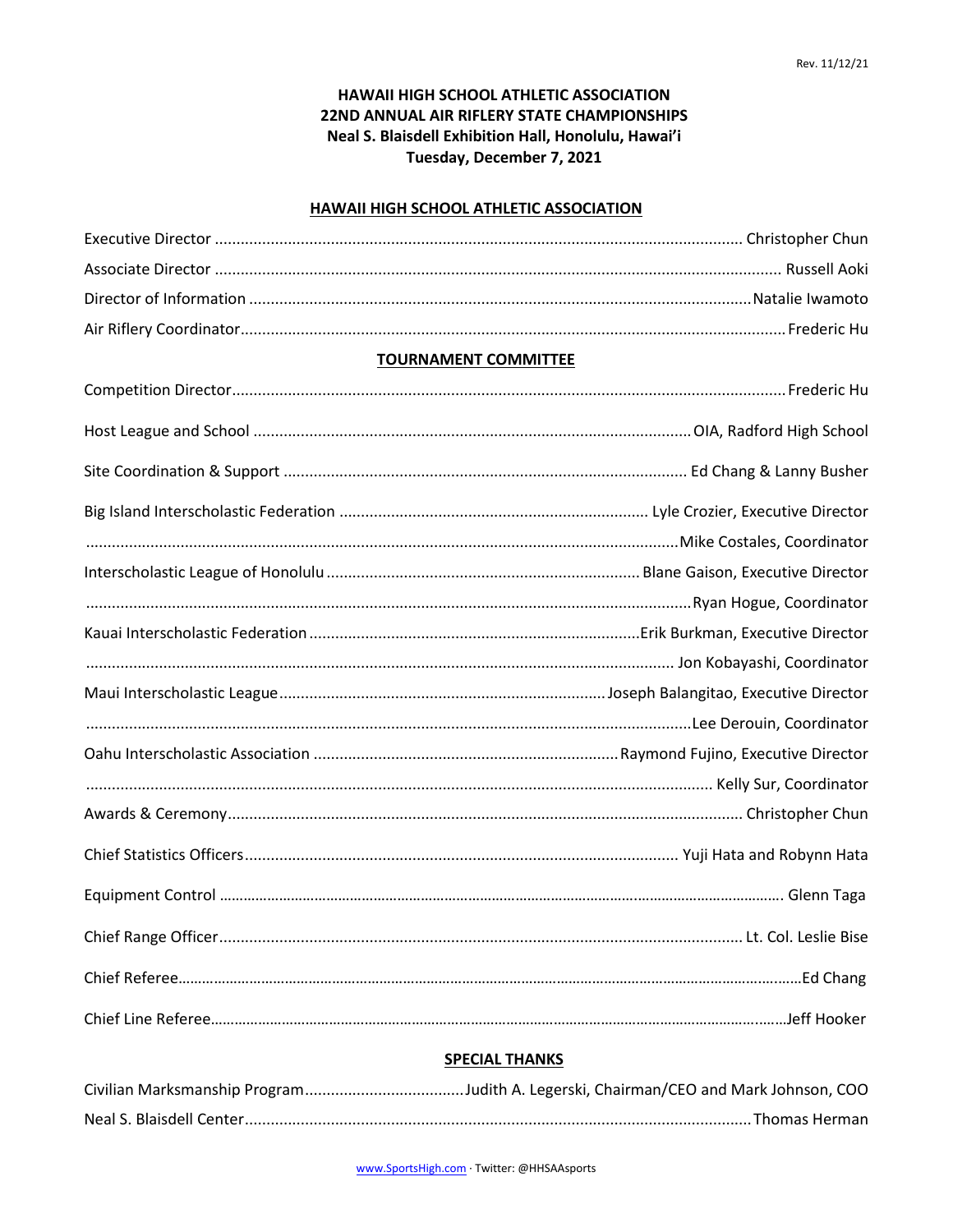Rev. 11/12/21

# HAWAII HIGH SCHOOL ATHLETIC ASSOCIATION
# 22ND ANNUAL AIR RIFLERY STATE CHAMPIONSHIPS
# Neal S. Blaisdell Exhibition Hall, Honolulu, Hawai'i
# Tuesday, December 7, 2021

## HAWAII HIGH SCHOOL ATHLETIC ASSOCIATION

Executive Director ........................................ Christopher Chun

Associate Director ........................................ Russell Aoki

Director of Information ........................................ Natalie Iwamoto

Air Riflery Coordinator ........................................ Frederic Hu

## TOURNAMENT COMMITTEE

Competition Director ........................................ Frederic Hu

Host League and School ........................................ OIA, Radford High School

Site Coordination & Support ........................................ Ed Chang & Lanny Busher

Big Island Interscholastic Federation ........................................ Lyle Crozier, Executive Director

........................................ Mike Costales, Coordinator

Interscholastic League of Honolulu ........................................ Blane Gaison, Executive Director

........................................ Ryan Hogue, Coordinator

Kauai Interscholastic Federation ........................................ Erik Burkman, Executive Director

........................................ Jon Kobayashi, Coordinator

Maui Interscholastic League ........................................ Joseph Balangitao, Executive Director

........................................ Lee Derouin, Coordinator

Oahu Interscholastic Association ........................................ Raymond Fujino, Executive Director

........................................ Kelly Sur, Coordinator

Awards & Ceremony ........................................ Christopher Chun

Chief Statistics Officers ........................................ Yuji Hata and Robynn Hata

Equipment Control ........................................ Glenn Taga

Chief Range Officer ........................................ Lt. Col. Leslie Bise

Chief Referee ........................................ Ed Chang

Chief Line Referee ........................................ Jeff Hooker

## SPECIAL THANKS

Civilian Marksmanship Program ........................................ Judith A. Legerski, Chairman/CEO and Mark Johnson, COO

Neal S. Blaisdell Center ........................................ Thomas Herman

www.SportsHigh.com · Twitter: @HHSAAsports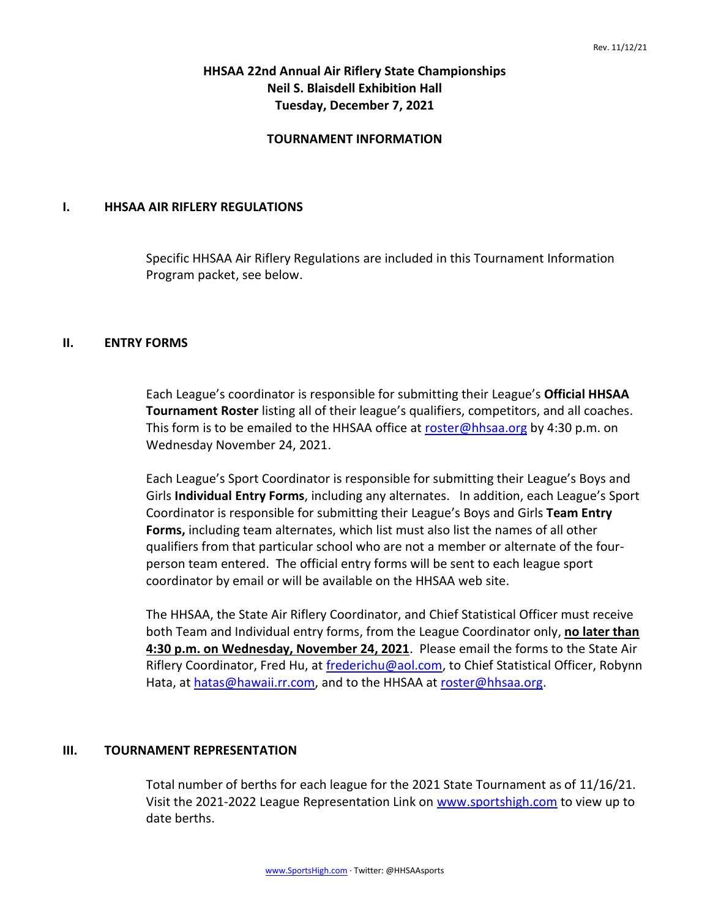Rev. 11/12/21

# HHSAA 22nd Annual Air Riflery State Championships
# Neil S. Blaisdell Exhibition Hall
# Tuesday, December 7, 2021

## TOURNAMENT INFORMATION

## I. HHSAA AIR RIFLERY REGULATIONS

Specific HHSAA Air Riflery Regulations are included in this Tournament Information Program packet, see below.

## II. ENTRY FORMS

Each League's coordinator is responsible for submitting their League's **Official HHSAA Tournament Roster** listing all of their league's qualifiers, competitors, and all coaches. This form is to be emailed to the HHSAA office at roster@hhsaa.org by 4:30 p.m. on Wednesday November 24, 2021.

Each League's Sport Coordinator is responsible for submitting their League's Boys and Girls **Individual Entry Forms**, including any alternates. In addition, each League's Sport Coordinator is responsible for submitting their League's Boys and Girls **Team Entry Forms,** including team alternates, which list must also list the names of all other qualifiers from that particular school who are not a member or alternate of the four-person team entered. The official entry forms will be sent to each league sport coordinator by email or will be available on the HHSAA web site.

The HHSAA, the State Air Riflery Coordinator, and Chief Statistical Officer must receive both Team and Individual entry forms, from the League Coordinator only, **no later than 4:30 p.m. on Wednesday, November 24, 2021**. Please email the forms to the State Air Riflery Coordinator, Fred Hu, at fredericchu@aol.com, to Chief Statistical Officer, Robynn Hata, at hatas@hawaii.rr.com, and to the HHSAA at roster@hhsaa.org.

## III. TOURNAMENT REPRESENTATION

Total number of berths for each league for the 2021 State Tournament as of 11/16/21. Visit the 2021-2022 League Representation Link on www.sportshigh.com to view up to date berths.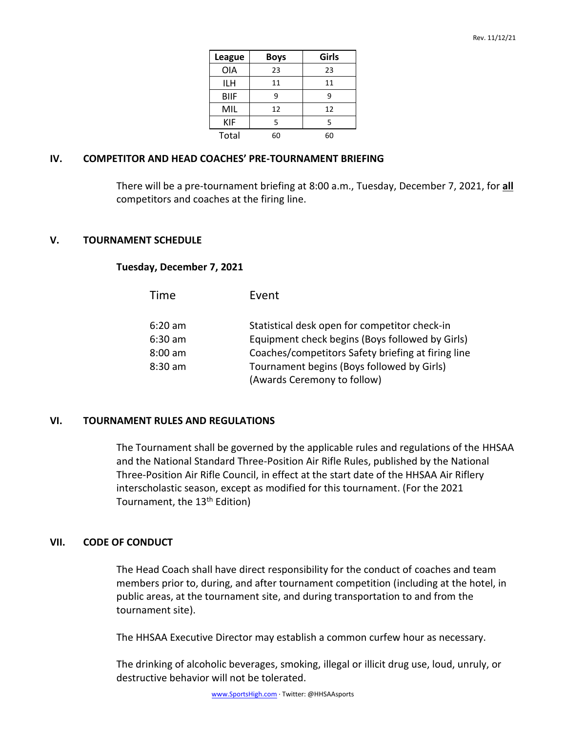| League | Boys | Girls |
|---|---|---|
| OIA | 23 | 23 |
| ILH | 11 | 11 |
| BIIF | 9 | 9 |
| MIL | 12 | 12 |
| KIF | 5 | 5 |
| Total | 60 | 60 |

## IV. COMPETITOR AND HEAD COACHES' PRE-TOURNAMENT BRIEFING

There will be a pre-tournament briefing at 8:00 a.m., Tuesday, December 7, 2021, for **all** competitors and coaches at the firing line.

## V. TOURNAMENT SCHEDULE

**Tuesday, December 7, 2021**

| Time | Event |
|---|---|
| 6:20 am | Statistical desk open for competitor check-in |
| 6:30 am | Equipment check begins (Boys followed by Girls) |
| 8:00 am | Coaches/competitors Safety briefing at firing line |
| 8:30 am | Tournament begins (Boys followed by Girls) (Awards Ceremony to follow) |

## VI. TOURNAMENT RULES AND REGULATIONS

The Tournament shall be governed by the applicable rules and regulations of the HHSAA and the National Standard Three-Position Air Rifle Rules, published by the National Three-Position Air Rifle Council, in effect at the start date of the HHSAA Air Riflery interscholastic season, except as modified for this tournament. (For the 2021 Tournament, the 13th Edition)

## VII. CODE OF CONDUCT

The Head Coach shall have direct responsibility for the conduct of coaches and team members prior to, during, and after tournament competition (including at the hotel, in public areas, at the tournament site, and during transportation to and from the tournament site).

The HHSAA Executive Director may establish a common curfew hour as necessary.

The drinking of alcoholic beverages, smoking, illegal or illicit drug use, loud, unruly, or destructive behavior will not be tolerated.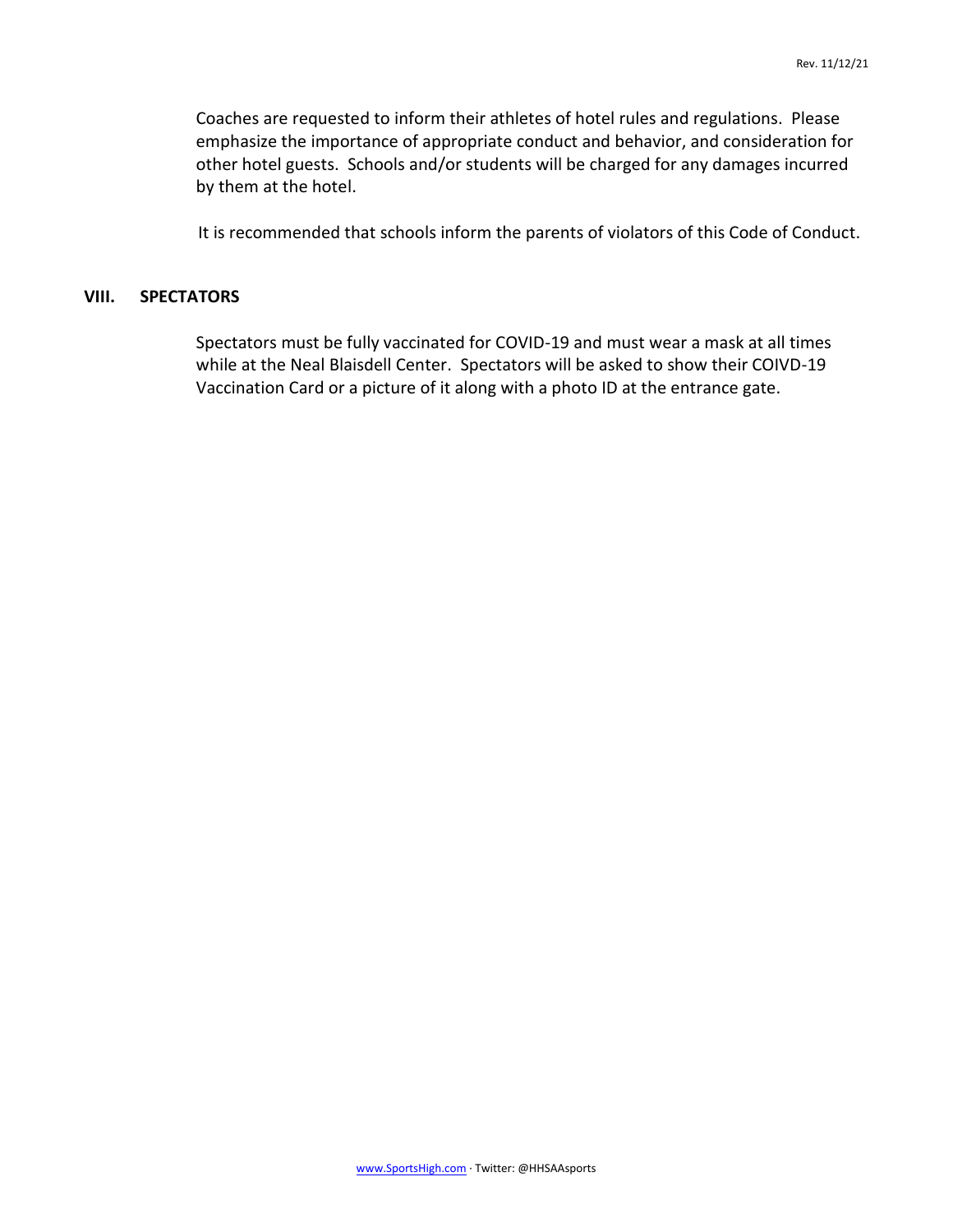Coaches are requested to inform their athletes of hotel rules and regulations. Please emphasize the importance of appropriate conduct and behavior, and consideration for other hotel guests. Schools and/or students will be charged for any damages incurred by them at the hotel.

It is recommended that schools inform the parents of violators of this Code of Conduct.

## VIII. SPECTATORS

Spectators must be fully vaccinated for COVID-19 and must wear a mask at all times while at the Neal Blaisdell Center. Spectators will be asked to show their COIVD-19 Vaccination Card or a picture of it along with a photo ID at the entrance gate.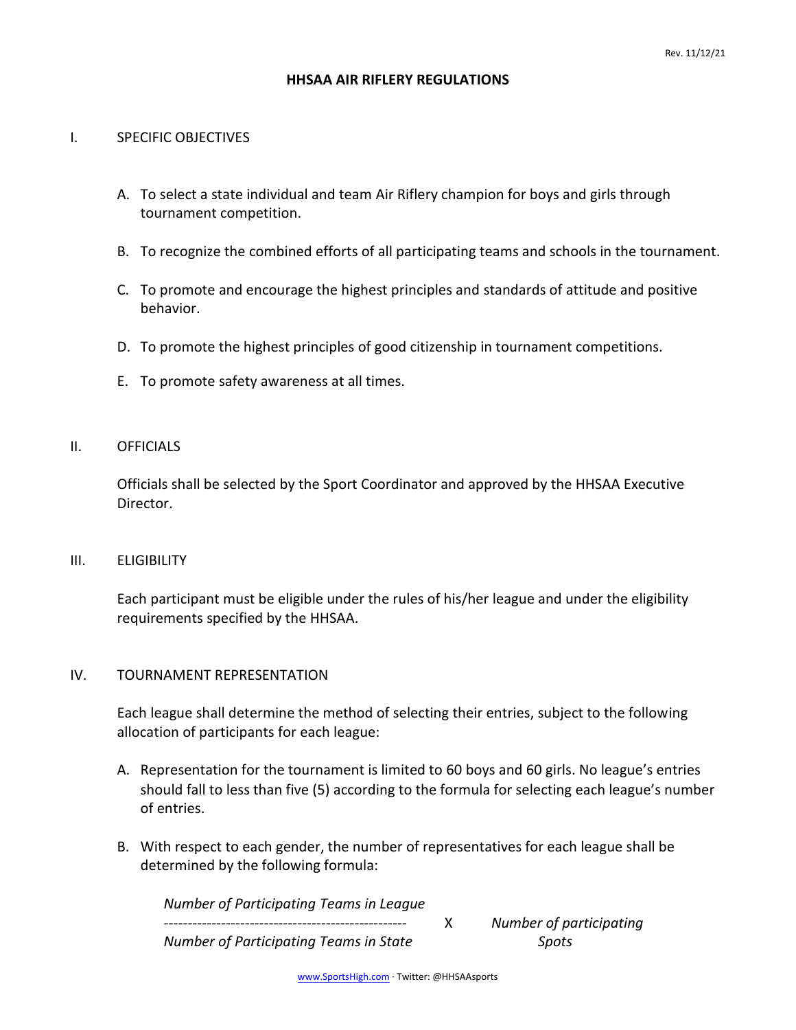Rev. 11/12/21

# HHSAA AIR RIFLERY REGULATIONS

## I. SPECIFIC OBJECTIVES

A. To select a state individual and team Air Riflery champion for boys and girls through tournament competition.

B. To recognize the combined efforts of all participating teams and schools in the tournament.

C. To promote and encourage the highest principles and standards of attitude and positive behavior.

D. To promote the highest principles of good citizenship in tournament competitions.

E. To promote safety awareness at all times.

## II. OFFICIALS

Officials shall be selected by the Sport Coordinator and approved by the HHSAA Executive Director.

## III. ELIGIBILITY

Each participant must be eligible under the rules of his/her league and under the eligibility requirements specified by the HHSAA.

## IV. TOURNAMENT REPRESENTATION

Each league shall determine the method of selecting their entries, subject to the following allocation of participants for each league:

A. Representation for the tournament is limited to 60 boys and 60 girls. No league's entries should fall to less than five (5) according to the formula for selecting each league's number of entries.

B. With respect to each gender, the number of representatives for each league shall be determined by the following formula:

$$\frac{\textit{Number of Participating Teams in League}}{\textit{Number of Participating Teams in State}} \times \textit{Number of participating Spots}$$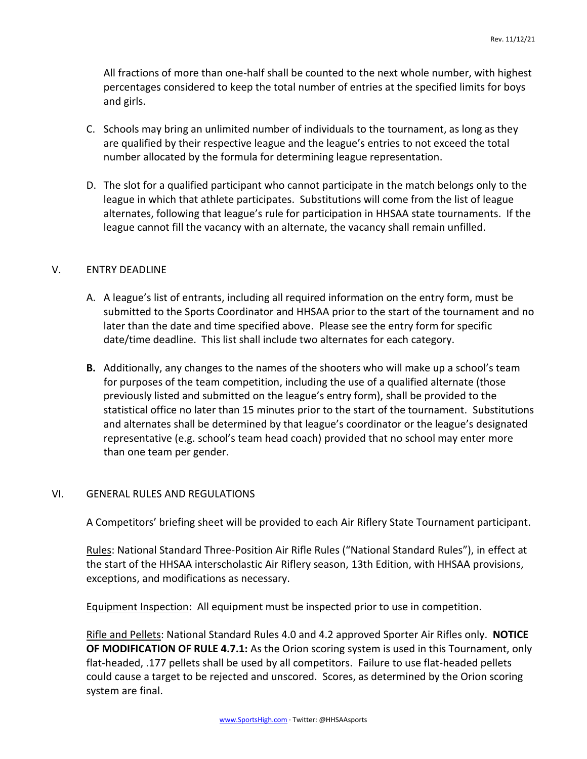All fractions of more than one-half shall be counted to the next whole number, with highest percentages considered to keep the total number of entries at the specified limits for boys and girls.

C. Schools may bring an unlimited number of individuals to the tournament, as long as they are qualified by their respective league and the league's entries to not exceed the total number allocated by the formula for determining league representation.

D. The slot for a qualified participant who cannot participate in the match belongs only to the league in which that athlete participates. Substitutions will come from the list of league alternates, following that league's rule for participation in HHSAA state tournaments. If the league cannot fill the vacancy with an alternate, the vacancy shall remain unfilled.

## V. ENTRY DEADLINE

A. A league's list of entrants, including all required information on the entry form, must be submitted to the Sports Coordinator and HHSAA prior to the start of the tournament and no later than the date and time specified above. Please see the entry form for specific date/time deadline. This list shall include two alternates for each category.

**B.** Additionally, any changes to the names of the shooters who will make up a school's team for purposes of the team competition, including the use of a qualified alternate (those previously listed and submitted on the league's entry form), shall be provided to the statistical office no later than 15 minutes prior to the start of the tournament. Substitutions and alternates shall be determined by that league's coordinator or the league's designated representative (e.g. school's team head coach) provided that no school may enter more than one team per gender.

## VI. GENERAL RULES AND REGULATIONS

A Competitors' briefing sheet will be provided to each Air Riflery State Tournament participant.

Rules: National Standard Three-Position Air Rifle Rules ("National Standard Rules"), in effect at the start of the HHSAA interscholastic Air Riflery season, 13th Edition, with HHSAA provisions, exceptions, and modifications as necessary.

Equipment Inspection: All equipment must be inspected prior to use in competition.

Rifle and Pellets: National Standard Rules 4.0 and 4.2 approved Sporter Air Rifles only. **NOTICE OF MODIFICATION OF RULE 4.7.1:** As the Orion scoring system is used in this Tournament, only flat-headed, .177 pellets shall be used by all competitors. Failure to use flat-headed pellets could cause a target to be rejected and unscored. Scores, as determined by the Orion scoring system are final.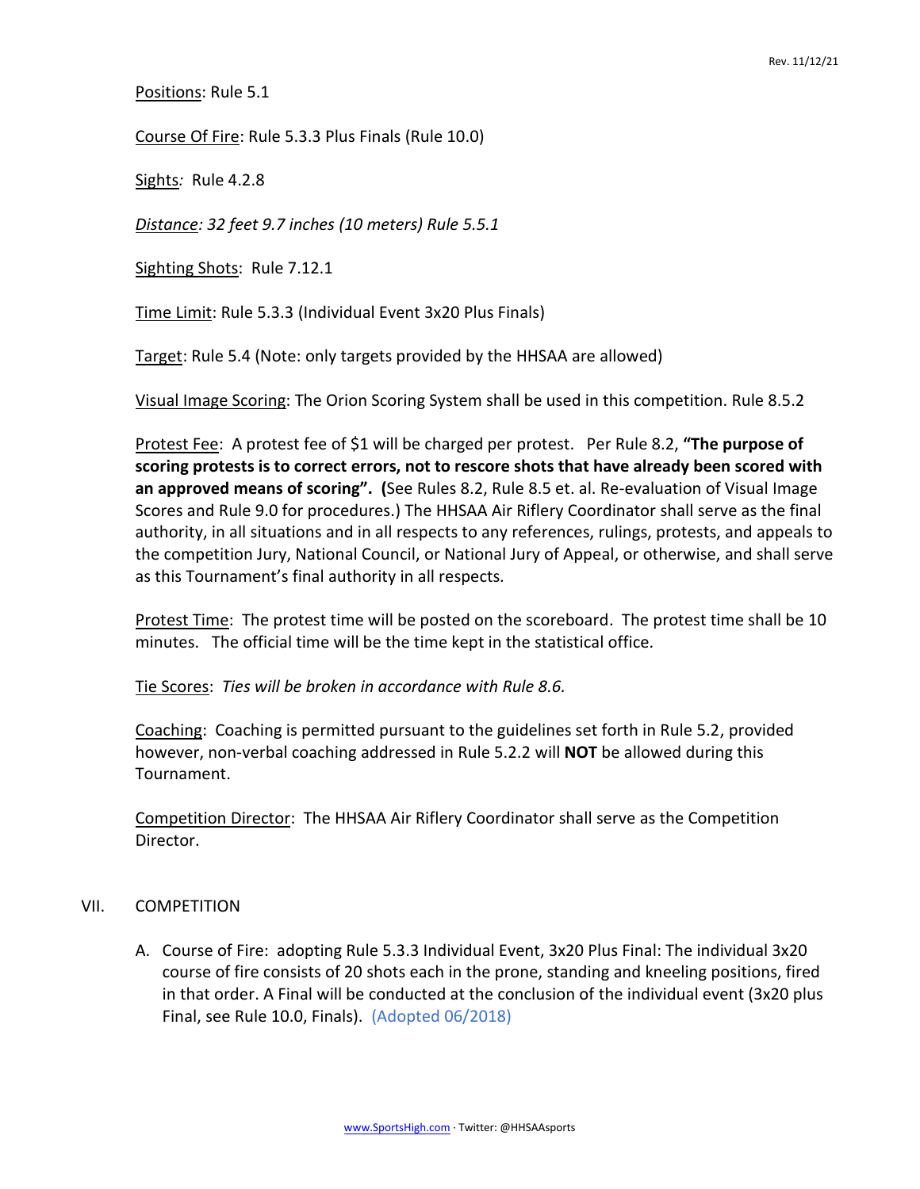Positions: Rule 5.1

Course Of Fire: Rule 5.3.3 Plus Finals (Rule 10.0)

Sights: Rule 4.2.8

*Distance: 32 feet 9.7 inches (10 meters) Rule 5.5.1*

Sighting Shots: Rule 7.12.1

Time Limit: Rule 5.3.3 (Individual Event 3x20 Plus Finals)

Target: Rule 5.4 (Note: only targets provided by the HHSAA are allowed)

Visual Image Scoring: The Orion Scoring System shall be used in this competition. Rule 8.5.2

Protest Fee: A protest fee of $1 will be charged per protest. Per Rule 8.2, **"The purpose of scoring protests is to correct errors, not to rescore shots that have already been scored with an approved means of scoring". (**See Rules 8.2, Rule 8.5 et. al. Re-evaluation of Visual Image Scores and Rule 9.0 for procedures.) The HHSAA Air Riflery Coordinator shall serve as the final authority, in all situations and in all respects to any references, rulings, protests, and appeals to the competition Jury, National Council, or National Jury of Appeal, or otherwise, and shall serve as this Tournament's final authority in all respects.

Protest Time: The protest time will be posted on the scoreboard. The protest time shall be 10 minutes. The official time will be the time kept in the statistical office.

Tie Scores: *Ties will be broken in accordance with Rule 8.6.*

Coaching: Coaching is permitted pursuant to the guidelines set forth in Rule 5.2, provided however, non-verbal coaching addressed in Rule 5.2.2 will **NOT** be allowed during this Tournament.

Competition Director: The HHSAA Air Riflery Coordinator shall serve as the Competition Director.

## VII. COMPETITION

A. Course of Fire: adopting Rule 5.3.3 Individual Event, 3x20 Plus Final: The individual 3x20 course of fire consists of 20 shots each in the prone, standing and kneeling positions, fired in that order. A Final will be conducted at the conclusion of the individual event (3x20 plus Final, see Rule 10.0, Finals). (Adopted 06/2018)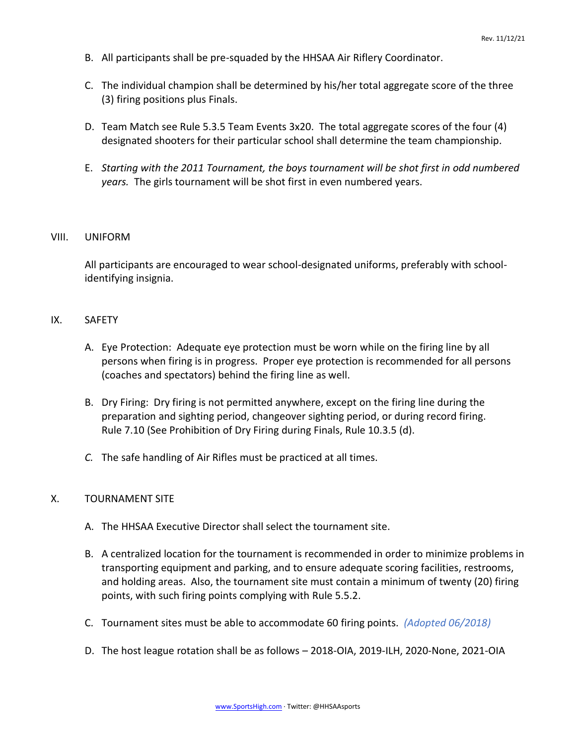B. All participants shall be pre-squaded by the HHSAA Air Riflery Coordinator.

C. The individual champion shall be determined by his/her total aggregate score of the three (3) firing positions plus Finals.

D. Team Match see Rule 5.3.5 Team Events 3x20. The total aggregate scores of the four (4) designated shooters for their particular school shall determine the team championship.

E. *Starting with the 2011 Tournament, the boys tournament will be shot first in odd numbered years.* The girls tournament will be shot first in even numbered years.

## VIII. UNIFORM

All participants are encouraged to wear school-designated uniforms, preferably with school-identifying insignia.

## IX. SAFETY

A. Eye Protection: Adequate eye protection must be worn while on the firing line by all persons when firing is in progress. Proper eye protection is recommended for all persons (coaches and spectators) behind the firing line as well.

B. Dry Firing: Dry firing is not permitted anywhere, except on the firing line during the preparation and sighting period, changeover sighting period, or during record firing. Rule 7.10 (See Prohibition of Dry Firing during Finals, Rule 10.3.5 (d).

*C.* The safe handling of Air Rifles must be practiced at all times.

## X. TOURNAMENT SITE

A. The HHSAA Executive Director shall select the tournament site.

B. A centralized location for the tournament is recommended in order to minimize problems in transporting equipment and parking, and to ensure adequate scoring facilities, restrooms, and holding areas. Also, the tournament site must contain a minimum of twenty (20) firing points, with such firing points complying with Rule 5.5.2.

C. Tournament sites must be able to accommodate 60 firing points. *(Adopted 06/2018)*

D. The host league rotation shall be as follows – 2018-OIA, 2019-ILH, 2020-None, 2021-OIA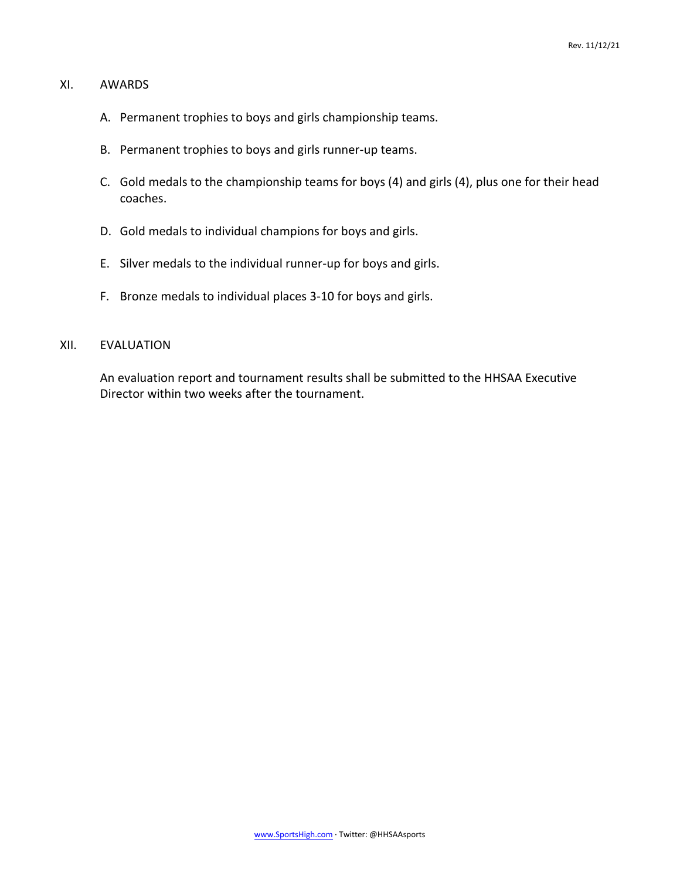## XI. AWARDS

A. Permanent trophies to boys and girls championship teams.

B. Permanent trophies to boys and girls runner-up teams.

C. Gold medals to the championship teams for boys (4) and girls (4), plus one for their head coaches.

D. Gold medals to individual champions for boys and girls.

E. Silver medals to the individual runner-up for boys and girls.

F. Bronze medals to individual places 3-10 for boys and girls.

## XII. EVALUATION

An evaluation report and tournament results shall be submitted to the HHSAA Executive Director within two weeks after the tournament.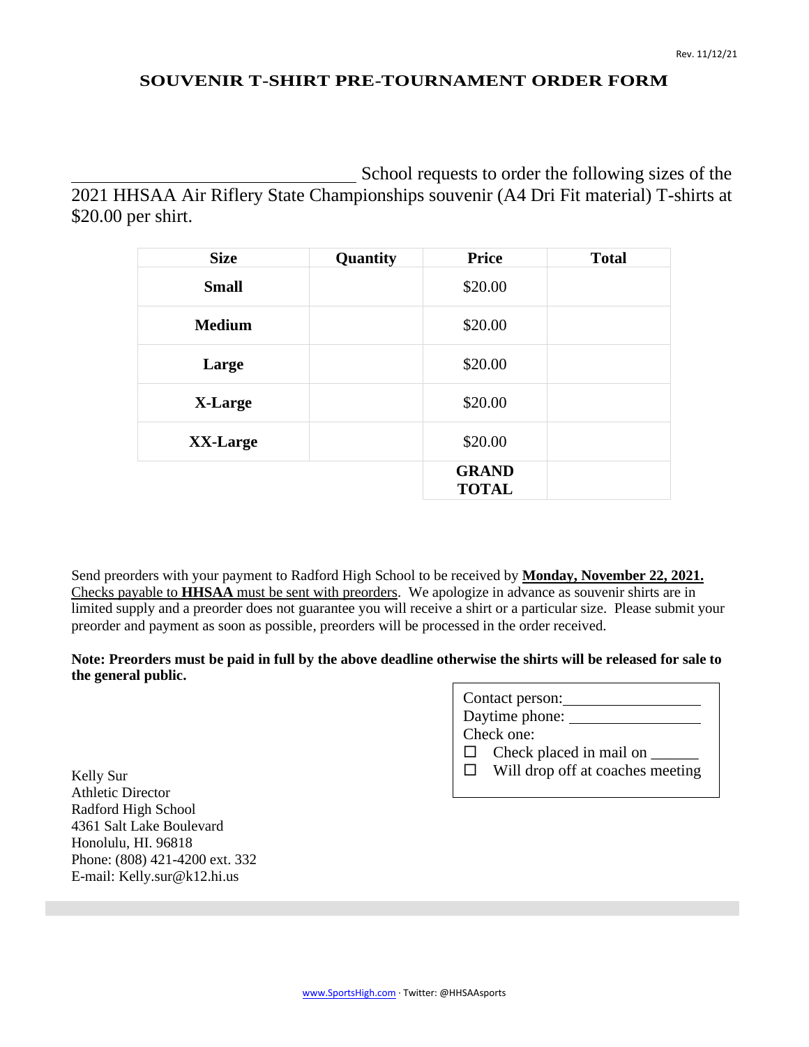Rev. 11/12/21

# SOUVENIR T-SHIRT PRE-TOURNAMENT ORDER FORM

______________________________ School requests to order the following sizes of the 2021 HHSAA Air Riflery State Championships souvenir (A4 Dri Fit material) T-shirts at $20.00 per shirt.

| Size | Quantity | Price | Total |
|---|---|---|---|
| **Small** | | $20.00 | |
| **Medium** | | $20.00 | |
| **Large** | | $20.00 | |
| **X-Large** | | $20.00 | |
| **XX-Large** | | $20.00 | |
| | | **GRAND TOTAL** | |

Send preorders with your payment to Radford High School to be received by **Monday, November 22, 2021.** Checks payable to **HHSAA** must be sent with preorders. We apologize in advance as souvenir shirts are in limited supply and a preorder does not guarantee you will receive a shirt or a particular size. Please submit your preorder and payment as soon as possible, preorders will be processed in the order received.

**Note: Preorders must be paid in full by the above deadline otherwise the shirts will be released for sale to the general public.**

Contact person: ________________
Daytime phone: ________________
Check one:
- ☐ Check placed in mail on ______
- ☐ Will drop off at coaches meeting

Kelly Sur
Athletic Director
Radford High School
4361 Salt Lake Boulevard
Honolulu, HI. 96818
Phone: (808) 421-4200 ext. 332
E-mail: Kelly.sur@k12.hi.us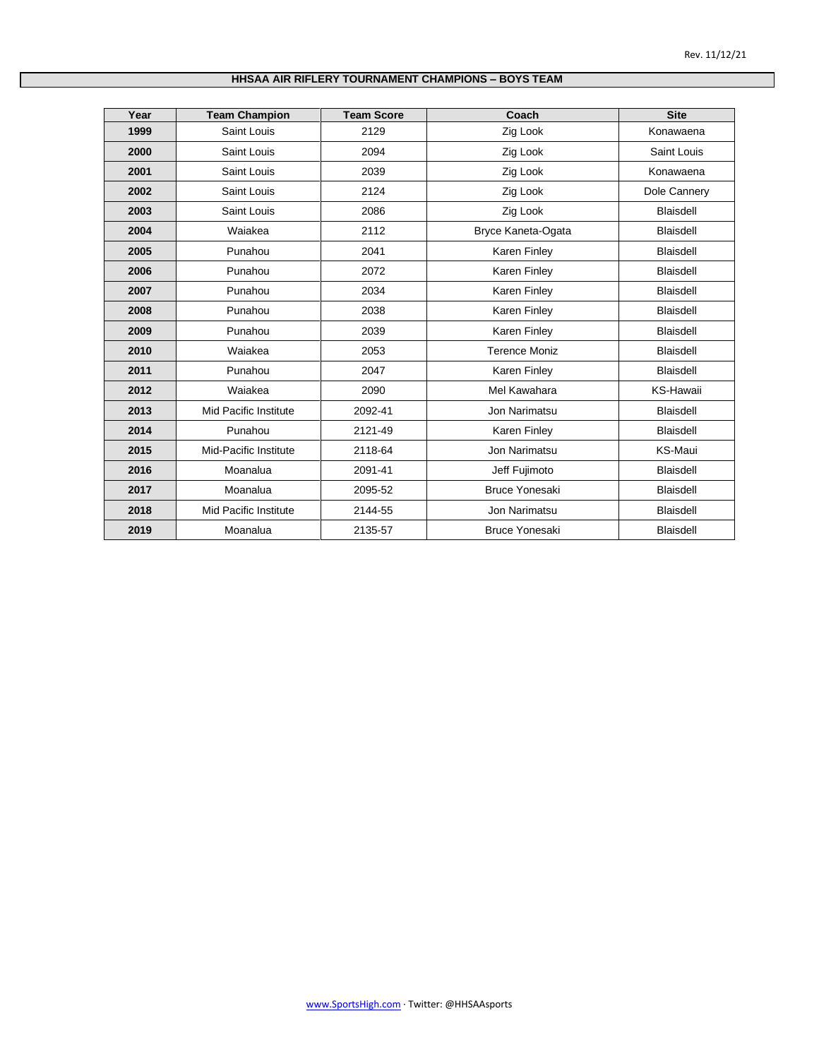## HHSAA AIR RIFLERY TOURNAMENT CHAMPIONS – BOYS TEAM

| Year | Team Champion | Team Score | Coach | Site |
|---|---|---|---|---|
| **1999** | Saint Louis | 2129 | Zig Look | Konawaena |
| **2000** | Saint Louis | 2094 | Zig Look | Saint Louis |
| **2001** | Saint Louis | 2039 | Zig Look | Konawaena |
| **2002** | Saint Louis | 2124 | Zig Look | Dole Cannery |
| **2003** | Saint Louis | 2086 | Zig Look | Blaisdell |
| **2004** | Waiakea | 2112 | Bryce Kaneta-Ogata | Blaisdell |
| **2005** | Punahou | 2041 | Karen Finley | Blaisdell |
| **2006** | Punahou | 2072 | Karen Finley | Blaisdell |
| **2007** | Punahou | 2034 | Karen Finley | Blaisdell |
| **2008** | Punahou | 2038 | Karen Finley | Blaisdell |
| **2009** | Punahou | 2039 | Karen Finley | Blaisdell |
| **2010** | Waiakea | 2053 | Terence Moniz | Blaisdell |
| **2011** | Punahou | 2047 | Karen Finley | Blaisdell |
| **2012** | Waiakea | 2090 | Mel Kawahara | KS-Hawaii |
| **2013** | Mid Pacific Institute | 2092-41 | Jon Narimatsu | Blaisdell |
| **2014** | Punahou | 2121-49 | Karen Finley | Blaisdell |
| **2015** | Mid-Pacific Institute | 2118-64 | Jon Narimatsu | KS-Maui |
| **2016** | Moanalua | 2091-41 | Jeff Fujimoto | Blaisdell |
| **2017** | Moanalua | 2095-52 | Bruce Yonesaki | Blaisdell |
| **2018** | Mid Pacific Institute | 2144-55 | Jon Narimatsu | Blaisdell |
| **2019** | Moanalua | 2135-57 | Bruce Yonesaki | Blaisdell |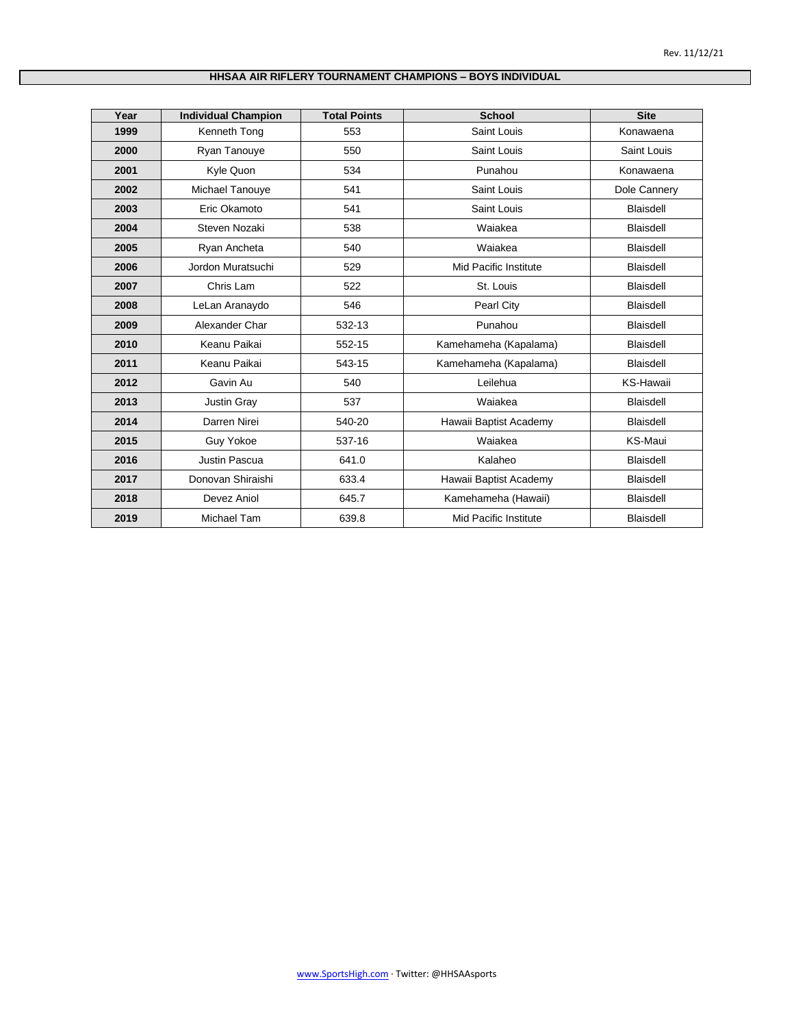Rev. 11/12/21

## HHSAA AIR RIFLERY TOURNAMENT CHAMPIONS – BOYS INDIVIDUAL

| Year | Individual Champion | Total Points | School | Site |
|---|---|---|---|---|
| **1999** | Kenneth Tong | 553 | Saint Louis | Konawaena |
| **2000** | Ryan Tanouye | 550 | Saint Louis | Saint Louis |
| **2001** | Kyle Quon | 534 | Punahou | Konawaena |
| **2002** | Michael Tanouye | 541 | Saint Louis | Dole Cannery |
| **2003** | Eric Okamoto | 541 | Saint Louis | Blaisdell |
| **2004** | Steven Nozaki | 538 | Waiakea | Blaisdell |
| **2005** | Ryan Ancheta | 540 | Waiakea | Blaisdell |
| **2006** | Jordon Muratsuchi | 529 | Mid Pacific Institute | Blaisdell |
| **2007** | Chris Lam | 522 | St. Louis | Blaisdell |
| **2008** | LeLan Aranaydo | 546 | Pearl City | Blaisdell |
| **2009** | Alexander Char | 532-13 | Punahou | Blaisdell |
| **2010** | Keanu Paikai | 552-15 | Kamehameha (Kapalama) | Blaisdell |
| **2011** | Keanu Paikai | 543-15 | Kamehameha (Kapalama) | Blaisdell |
| **2012** | Gavin Au | 540 | Leilehua | KS-Hawaii |
| **2013** | Justin Gray | 537 | Waiakea | Blaisdell |
| **2014** | Darren Nirei | 540-20 | Hawaii Baptist Academy | Blaisdell |
| **2015** | Guy Yokoe | 537-16 | Waiakea | KS-Maui |
| **2016** | Justin Pascua | 641.0 | Kalaheo | Blaisdell |
| **2017** | Donovan Shiraishi | 633.4 | Hawaii Baptist Academy | Blaisdell |
| **2018** | Devez Aniol | 645.7 | Kamehameha (Hawaii) | Blaisdell |
| **2019** | Michael Tam | 639.8 | Mid Pacific Institute | Blaisdell |

www.SportsHigh.com · Twitter: @HHSAAsports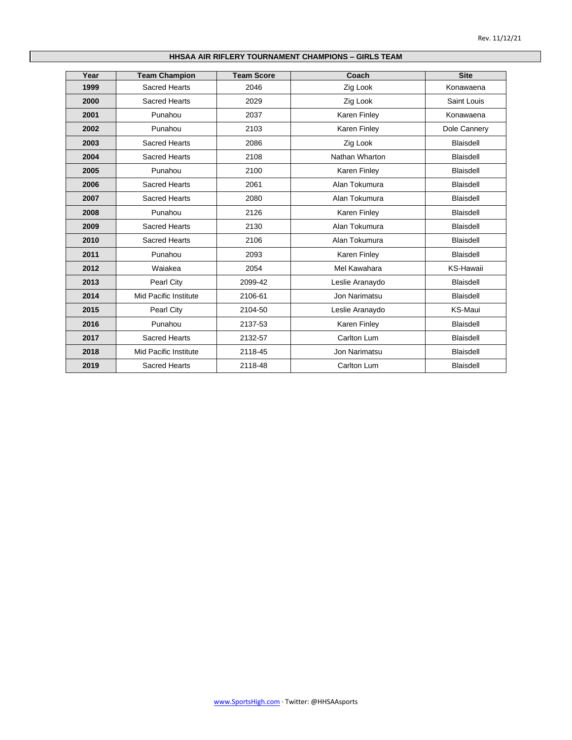## HHSAA AIR RIFLERY TOURNAMENT CHAMPIONS – GIRLS TEAM

| Year | Team Champion | Team Score | Coach | Site |
|---|---|---|---|---|
| **1999** | Sacred Hearts | 2046 | Zig Look | Konawaena |
| **2000** | Sacred Hearts | 2029 | Zig Look | Saint Louis |
| **2001** | Punahou | 2037 | Karen Finley | Konawaena |
| **2002** | Punahou | 2103 | Karen Finley | Dole Cannery |
| **2003** | Sacred Hearts | 2086 | Zig Look | Blaisdell |
| **2004** | Sacred Hearts | 2108 | Nathan Wharton | Blaisdell |
| **2005** | Punahou | 2100 | Karen Finley | Blaisdell |
| **2006** | Sacred Hearts | 2061 | Alan Tokumura | Blaisdell |
| **2007** | Sacred Hearts | 2080 | Alan Tokumura | Blaisdell |
| **2008** | Punahou | 2126 | Karen Finley | Blaisdell |
| **2009** | Sacred Hearts | 2130 | Alan Tokumura | Blaisdell |
| **2010** | Sacred Hearts | 2106 | Alan Tokumura | Blaisdell |
| **2011** | Punahou | 2093 | Karen Finley | Blaisdell |
| **2012** | Waiakea | 2054 | Mel Kawahara | KS-Hawaii |
| **2013** | Pearl City | 2099-42 | Leslie Aranaydo | Blaisdell |
| **2014** | Mid Pacific Institute | 2106-61 | Jon Narimatsu | Blaisdell |
| **2015** | Pearl City | 2104-50 | Leslie Aranaydo | KS-Maui |
| **2016** | Punahou | 2137-53 | Karen Finley | Blaisdell |
| **2017** | Sacred Hearts | 2132-57 | Carlton Lum | Blaisdell |
| **2018** | Mid Pacific Institute | 2118-45 | Jon Narimatsu | Blaisdell |
| **2019** | Sacred Hearts | 2118-48 | Carlton Lum | Blaisdell |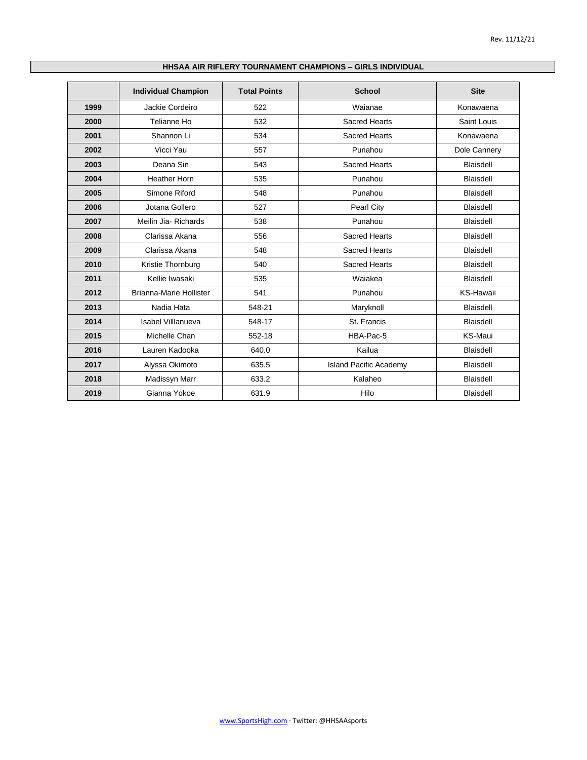Rev. 11/12/21

## HHSAA AIR RIFLERY TOURNAMENT CHAMPIONS – GIRLS INDIVIDUAL

| | Individual Champion | Total Points | School | Site |
|---|---|---|---|---|
| **1999** | Jackie Cordeiro | 522 | Waianae | Konawaena |
| **2000** | Telianne Ho | 532 | Sacred Hearts | Saint Louis |
| **2001** | Shannon Li | 534 | Sacred Hearts | Konawaena |
| **2002** | Vicci Yau | 557 | Punahou | Dole Cannery |
| **2003** | Deana Sin | 543 | Sacred Hearts | Blaisdell |
| **2004** | Heather Horn | 535 | Punahou | Blaisdell |
| **2005** | Simone Riford | 548 | Punahou | Blaisdell |
| **2006** | Jotana Gollero | 527 | Pearl City | Blaisdell |
| **2007** | Meilin Jia- Richards | 538 | Punahou | Blaisdell |
| **2008** | Clarissa Akana | 556 | Sacred Hearts | Blaisdell |
| **2009** | Clarissa Akana | 548 | Sacred Hearts | Blaisdell |
| **2010** | Kristie Thornburg | 540 | Sacred Hearts | Blaisdell |
| **2011** | Kellie Iwasaki | 535 | Waiakea | Blaisdell |
| **2012** | Brianna-Marie Hollister | 541 | Punahou | KS-Hawaii |
| **2013** | Nadia Hata | 548-21 | Maryknoll | Blaisdell |
| **2014** | Isabel Villlanueva | 548-17 | St. Francis | Blaisdell |
| **2015** | Michelle Chan | 552-18 | HBA-Pac-5 | KS-Maui |
| **2016** | Lauren Kadooka | 640.0 | Kailua | Blaisdell |
| **2017** | Alyssa Okimoto | 635.5 | Island Pacific Academy | Blaisdell |
| **2018** | Madissyn Marr | 633.2 | Kalaheo | Blaisdell |
| **2019** | Gianna Yokoe | 631.9 | Hilo | Blaisdell |

www.SportsHigh.com · Twitter: @HHSAAsports